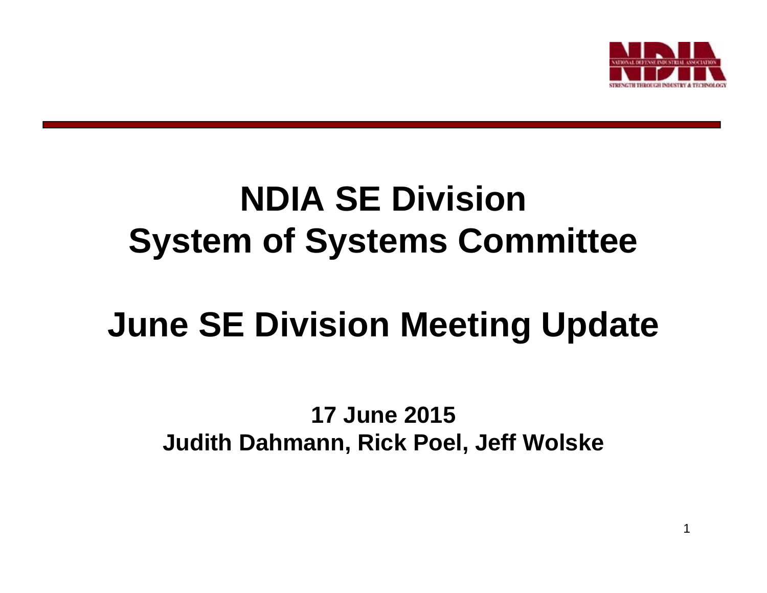# NDIA SE Division
# System of Systems Committee

# June SE Division Meeting Update

**17 June 2015**
**Judith Dahmann, Rick Poel, Jeff Wolske**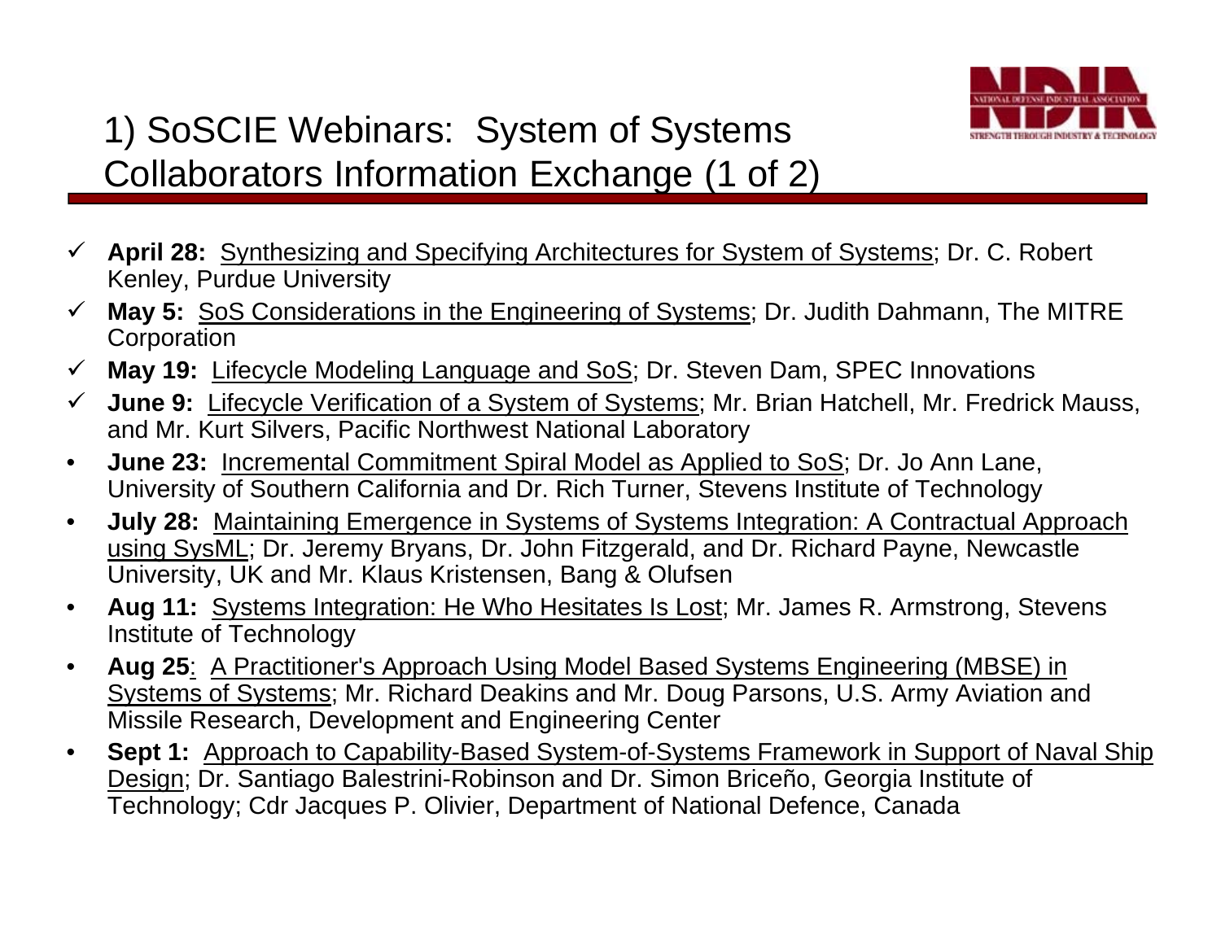# 1) SoSCIE Webinars: System of Systems Collaborators Information Exchange (1 of 2)

- ✓ **April 28:** Synthesizing and Specifying Architectures for System of Systems; Dr. C. Robert Kenley, Purdue University
- ✓ **May 5:** SoS Considerations in the Engineering of Systems; Dr. Judith Dahmann, The MITRE Corporation
- ✓ **May 19:** Lifecycle Modeling Language and SoS; Dr. Steven Dam, SPEC Innovations
- ✓ **June 9:** Lifecycle Verification of a System of Systems; Mr. Brian Hatchell, Mr. Fredrick Mauss, and Mr. Kurt Silvers, Pacific Northwest National Laboratory
- **June 23:** Incremental Commitment Spiral Model as Applied to SoS; Dr. Jo Ann Lane, University of Southern California and Dr. Rich Turner, Stevens Institute of Technology
- **July 28:** Maintaining Emergence in Systems of Systems Integration: A Contractual Approach using SysML; Dr. Jeremy Bryans, Dr. John Fitzgerald, and Dr. Richard Payne, Newcastle University, UK and Mr. Klaus Kristensen, Bang & Olufsen
- **Aug 11:** Systems Integration: He Who Hesitates Is Lost; Mr. James R. Armstrong, Stevens Institute of Technology
- **Aug 25:** A Practitioner's Approach Using Model Based Systems Engineering (MBSE) in Systems of Systems; Mr. Richard Deakins and Mr. Doug Parsons, U.S. Army Aviation and Missile Research, Development and Engineering Center
- **Sept 1:** Approach to Capability-Based System-of-Systems Framework in Support of Naval Ship Design; Dr. Santiago Balestrini-Robinson and Dr. Simon Briceño, Georgia Institute of Technology; Cdr Jacques P. Olivier, Department of National Defence, Canada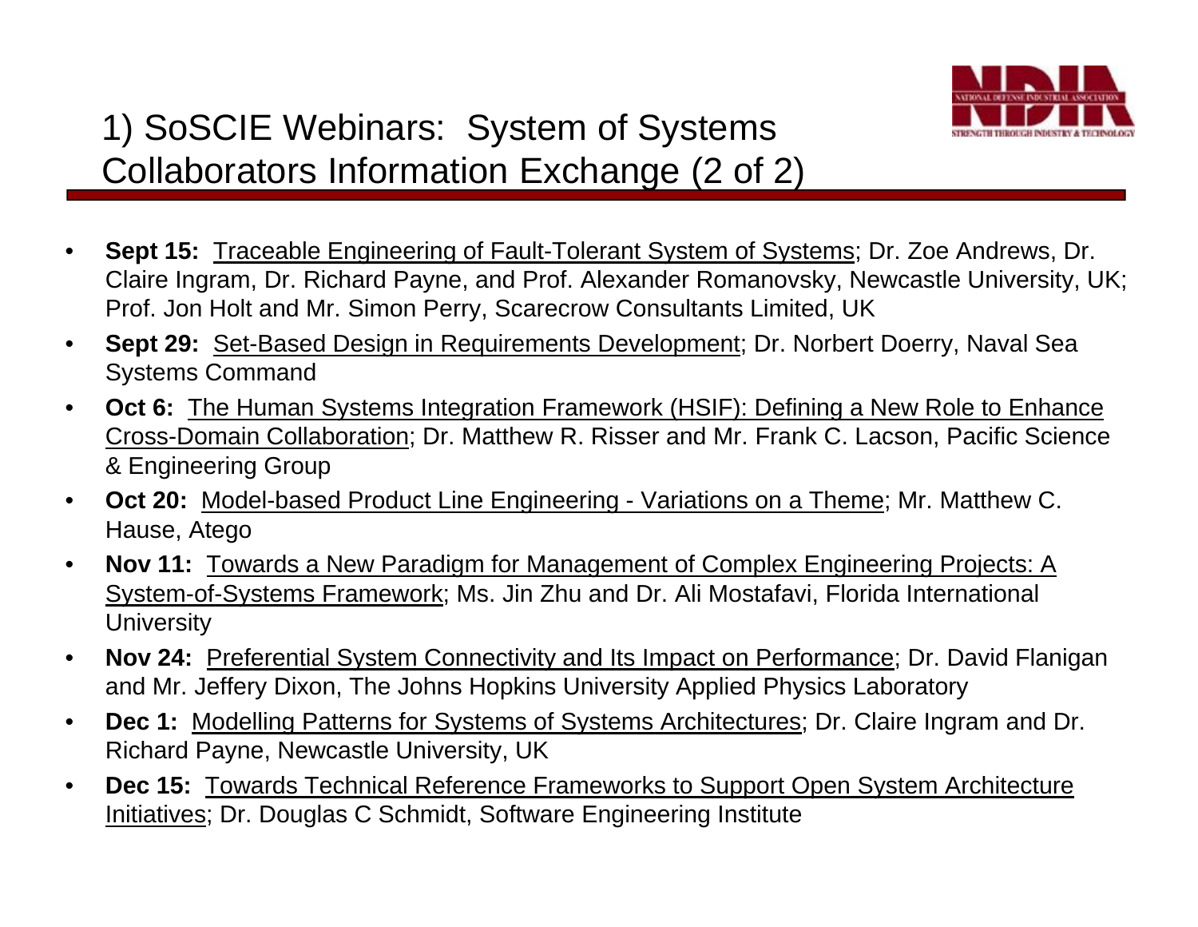# 1) SoSCIE Webinars: System of Systems Collaborators Information Exchange (2 of 2)

- **Sept 15:** Traceable Engineering of Fault-Tolerant System of Systems; Dr. Zoe Andrews, Dr. Claire Ingram, Dr. Richard Payne, and Prof. Alexander Romanovsky, Newcastle University, UK; Prof. Jon Holt and Mr. Simon Perry, Scarecrow Consultants Limited, UK
- **Sept 29:** Set-Based Design in Requirements Development; Dr. Norbert Doerry, Naval Sea Systems Command
- **Oct 6:** The Human Systems Integration Framework (HSIF): Defining a New Role to Enhance Cross-Domain Collaboration; Dr. Matthew R. Risser and Mr. Frank C. Lacson, Pacific Science & Engineering Group
- **Oct 20:** Model-based Product Line Engineering - Variations on a Theme; Mr. Matthew C. Hause, Atego
- **Nov 11:** Towards a New Paradigm for Management of Complex Engineering Projects: A System-of-Systems Framework; Ms. Jin Zhu and Dr. Ali Mostafavi, Florida International University
- **Nov 24:** Preferential System Connectivity and Its Impact on Performance; Dr. David Flanigan and Mr. Jeffery Dixon, The Johns Hopkins University Applied Physics Laboratory
- **Dec 1:** Modelling Patterns for Systems of Systems Architectures; Dr. Claire Ingram and Dr. Richard Payne, Newcastle University, UK
- **Dec 15:** Towards Technical Reference Frameworks to Support Open System Architecture Initiatives; Dr. Douglas C Schmidt, Software Engineering Institute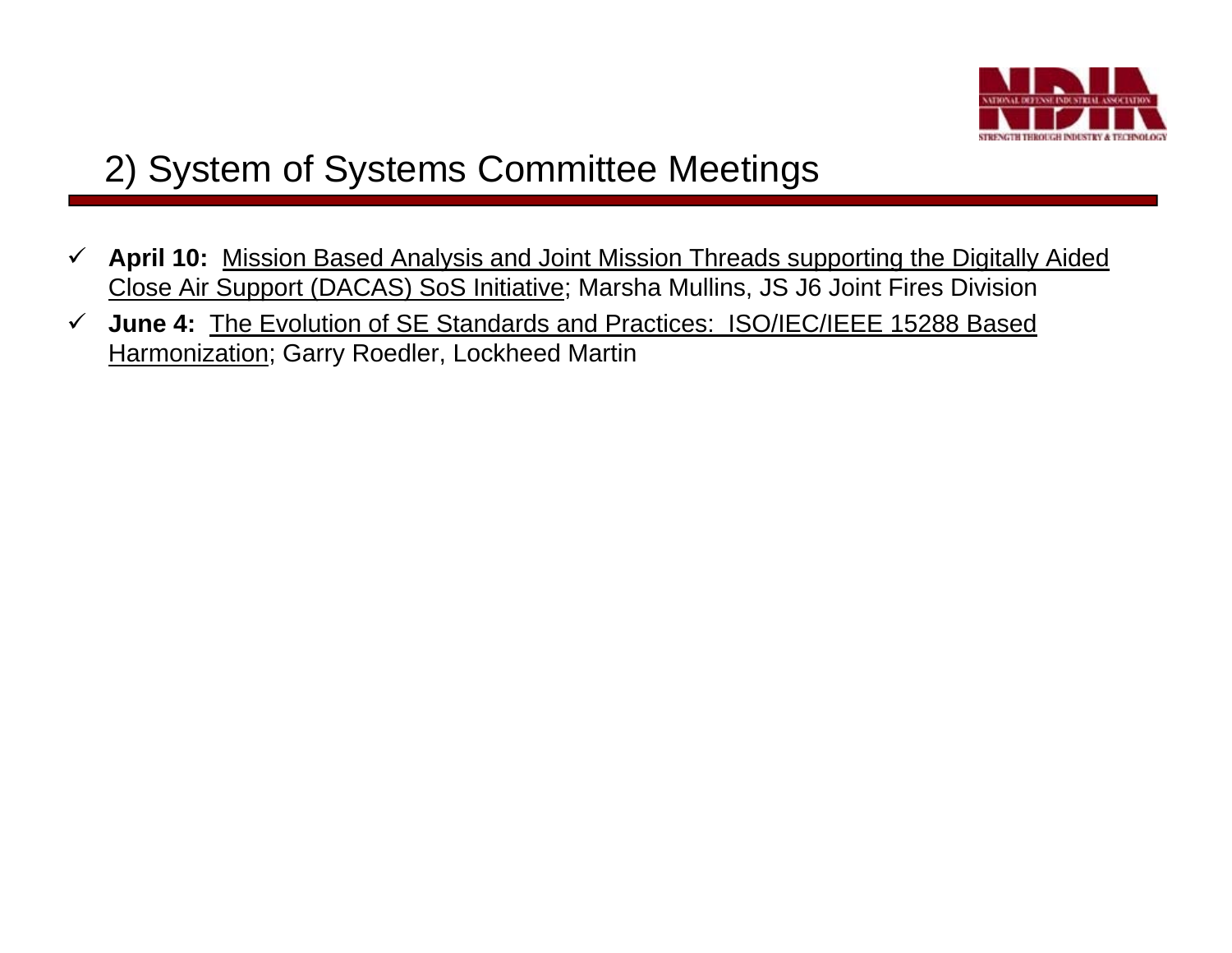# 2) System of Systems Committee Meetings

- ✓ **April 10:** Mission Based Analysis and Joint Mission Threads supporting the Digitally Aided Close Air Support (DACAS) SoS Initiative; Marsha Mullins, JS J6 Joint Fires Division
- ✓ **June 4:** The Evolution of SE Standards and Practices: ISO/IEC/IEEE 15288 Based Harmonization; Garry Roedler, Lockheed Martin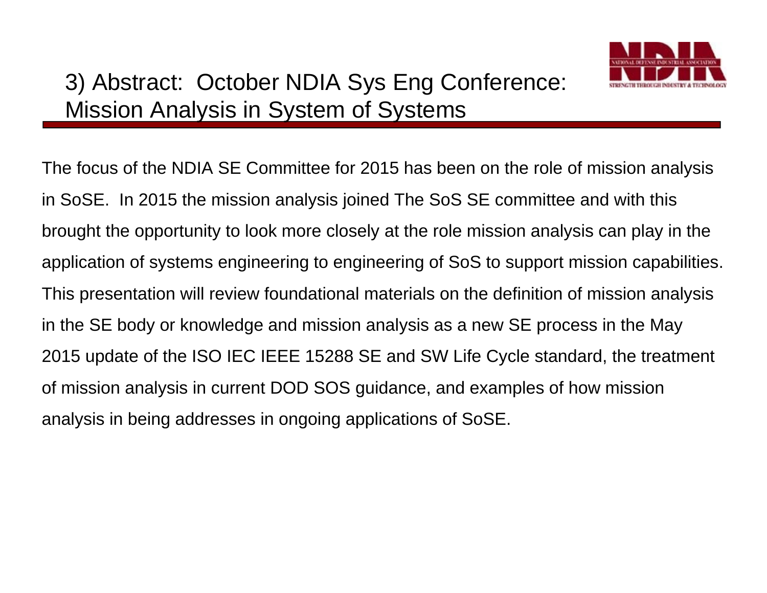# 3) Abstract: October NDIA Sys Eng Conference: Mission Analysis in System of Systems

The focus of the NDIA SE Committee for 2015 has been on the role of mission analysis in SoSE. In 2015 the mission analysis joined The SoS SE committee and with this brought the opportunity to look more closely at the role mission analysis can play in the application of systems engineering to engineering of SoS to support mission capabilities. This presentation will review foundational materials on the definition of mission analysis in the SE body or knowledge and mission analysis as a new SE process in the May 2015 update of the ISO IEC IEEE 15288 SE and SW Life Cycle standard, the treatment of mission analysis in current DOD SOS guidance, and examples of how mission analysis in being addresses in ongoing applications of SoSE.